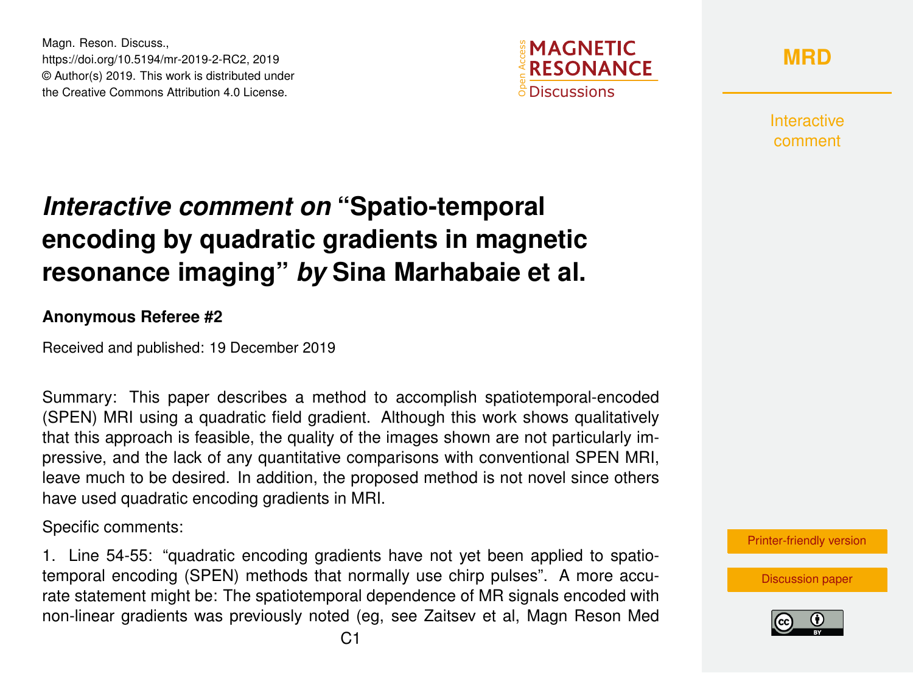Magn. Reson. Discuss.,
https://doi.org/10.5194/mr-2019-2-RC2, 2019
© Author(s) 2019. This work is distributed under
the Creative Commons Attribution 4.0 License.

# *Interactive comment on* "Spatio-temporal encoding by quadratic gradients in magnetic resonance imaging" *by* Sina Marhabaie et al.

**Anonymous Referee #2**

Received and published: 19 December 2019

Summary: This paper describes a method to accomplish spatiotemporal-encoded (SPEN) MRI using a quadratic field gradient. Although this work shows qualitatively that this approach is feasible, the quality of the images shown are not particularly impressive, and the lack of any quantitative comparisons with conventional SPEN MRI, leave much to be desired. In addition, the proposed method is not novel since others have used quadratic encoding gradients in MRI.

Specific comments:

1. Line 54-55: "quadratic encoding gradients have not yet been applied to spatio-temporal encoding (SPEN) methods that normally use chirp pulses". A more accurate statement might be: The spatiotemporal dependence of MR signals encoded with non-linear gradients was previously noted (eg, see Zaitsev et al, Magn Reson Med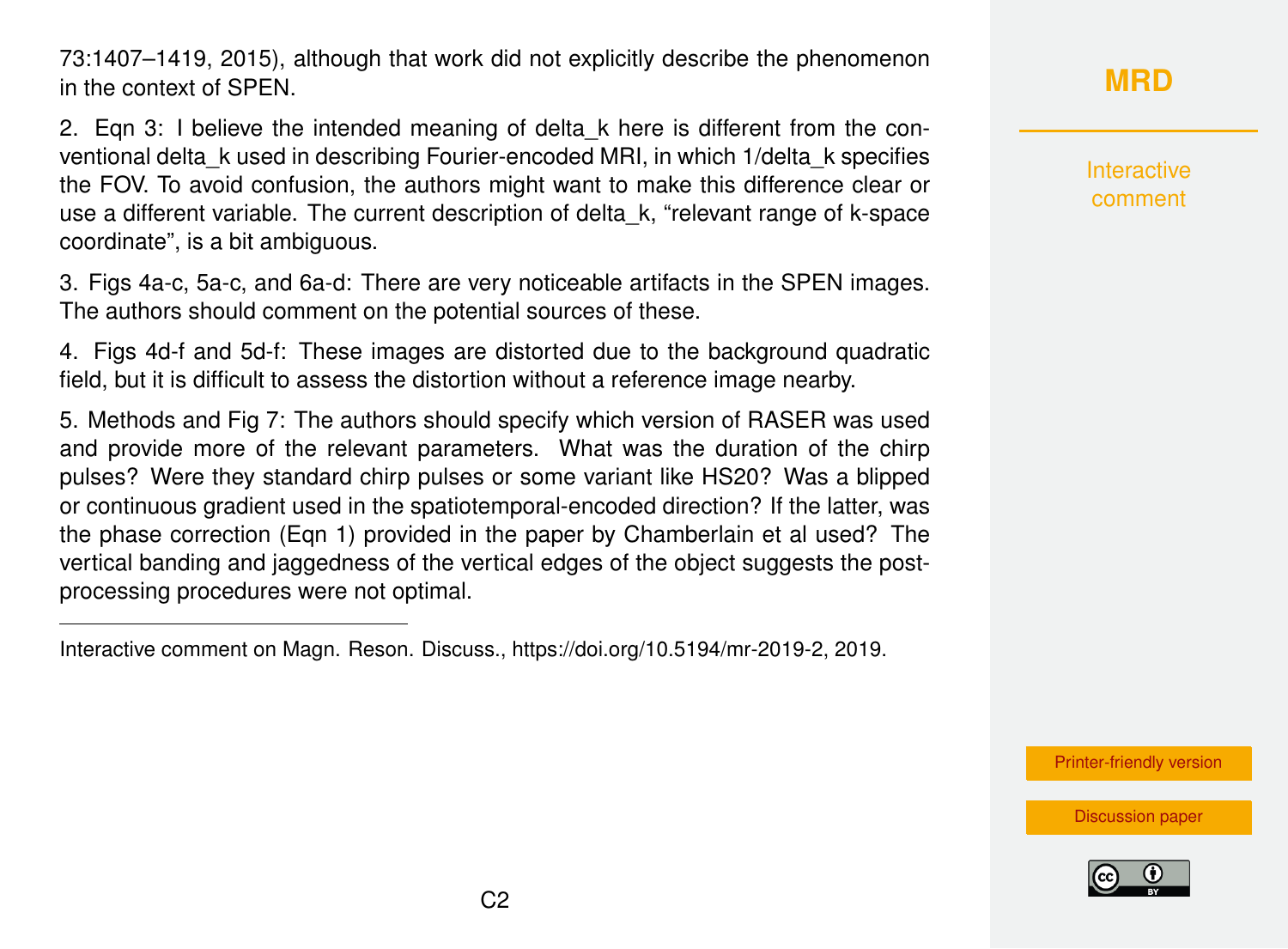73:1407–1419, 2015), although that work did not explicitly describe the phenomenon in the context of SPEN.

2. Eqn 3: I believe the intended meaning of delta_k here is different from the conventional delta_k used in describing Fourier-encoded MRI, in which 1/delta_k specifies the FOV. To avoid confusion, the authors might want to make this difference clear or use a different variable. The current description of delta_k, "relevant range of k-space coordinate", is a bit ambiguous.

3. Figs 4a-c, 5a-c, and 6a-d: There are very noticeable artifacts in the SPEN images. The authors should comment on the potential sources of these.

4. Figs 4d-f and 5d-f: These images are distorted due to the background quadratic field, but it is difficult to assess the distortion without a reference image nearby.

5. Methods and Fig 7: The authors should specify which version of RASER was used and provide more of the relevant parameters. What was the duration of the chirp pulses? Were they standard chirp pulses or some variant like HS20? Was a blipped or continuous gradient used in the spatiotemporal-encoded direction? If the latter, was the phase correction (Eqn 1) provided in the paper by Chamberlain et al used? The vertical banding and jaggedness of the vertical edges of the object suggests the post-processing procedures were not optimal.

---

Interactive comment on Magn. Reson. Discuss., https://doi.org/10.5194/mr-2019-2, 2019.